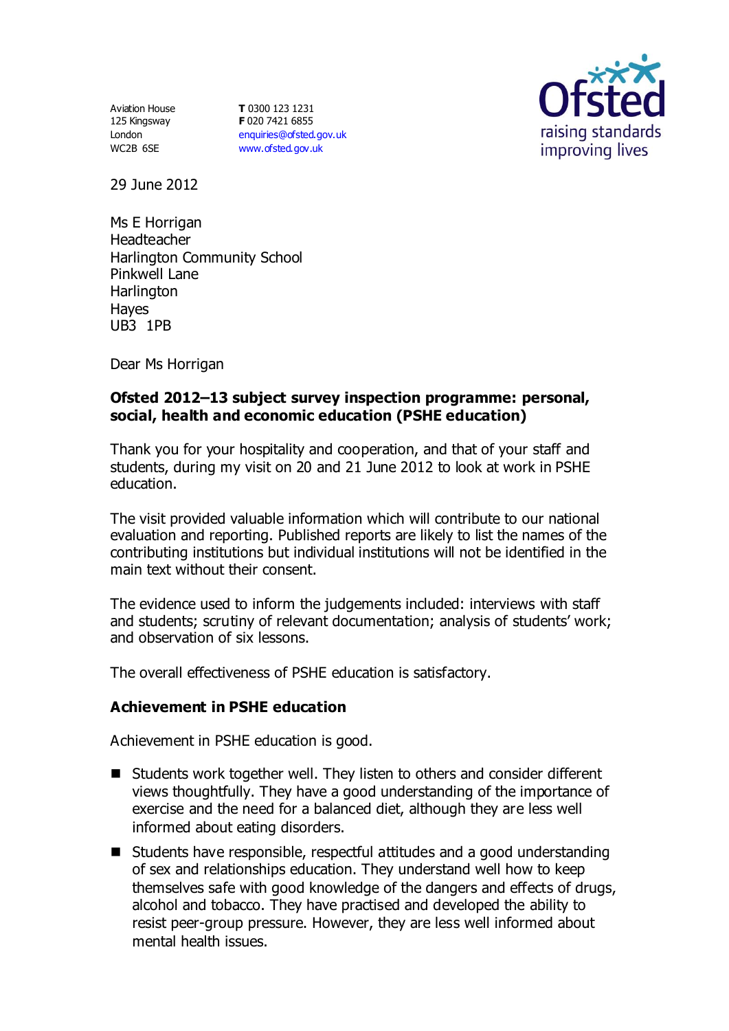Aviation House
125 Kingsway
London
WC2B 6SE

**T** 0300 123 1231
**F** 020 7421 6855
enquiries@ofsted.gov.uk
www.ofsted.gov.uk

Ofsted
raising standards
improving lives

29 June 2012

Ms E Horrigan
Headteacher
Harlington Community School
Pinkwell Lane
Harlington
Hayes
UB3 1PB

Dear Ms Horrigan

**Ofsted 2012–13 subject survey inspection programme: personal, social, health and economic education (PSHE education)**

Thank you for your hospitality and cooperation, and that of your staff and students, during my visit on 20 and 21 June 2012 to look at work in PSHE education.

The visit provided valuable information which will contribute to our national evaluation and reporting. Published reports are likely to list the names of the contributing institutions but individual institutions will not be identified in the main text without their consent.

The evidence used to inform the judgements included: interviews with staff and students; scrutiny of relevant documentation; analysis of students' work; and observation of six lessons.

The overall effectiveness of PSHE education is satisfactory.

## Achievement in PSHE education

Achievement in PSHE education is good.

- Students work together well. They listen to others and consider different views thoughtfully. They have a good understanding of the importance of exercise and the need for a balanced diet, although they are less well informed about eating disorders.
- Students have responsible, respectful attitudes and a good understanding of sex and relationships education. They understand well how to keep themselves safe with good knowledge of the dangers and effects of drugs, alcohol and tobacco. They have practised and developed the ability to resist peer-group pressure. However, they are less well informed about mental health issues.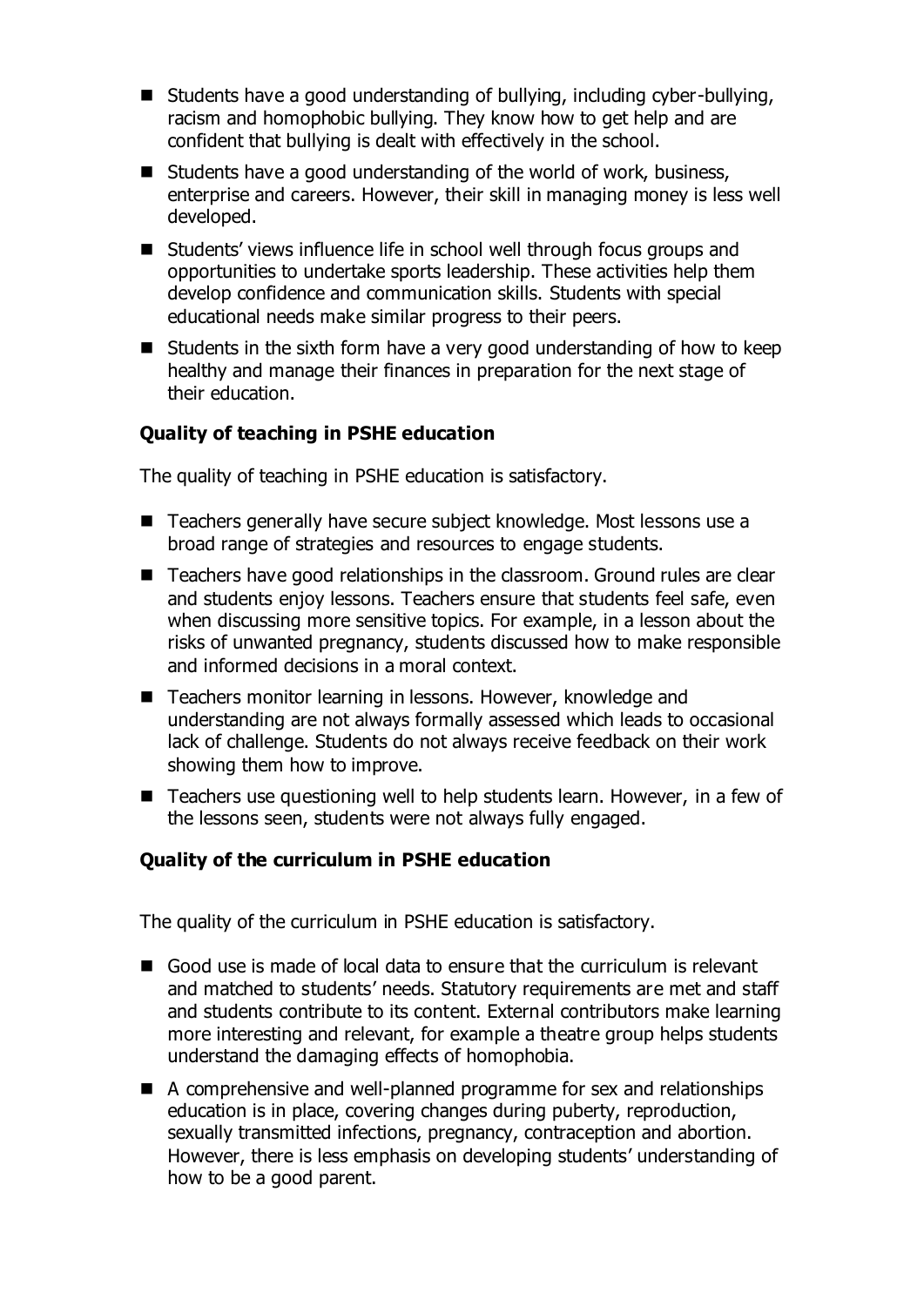- Students have a good understanding of bullying, including cyber-bullying, racism and homophobic bullying. They know how to get help and are confident that bullying is dealt with effectively in the school.
- Students have a good understanding of the world of work, business, enterprise and careers. However, their skill in managing money is less well developed.
- Students' views influence life in school well through focus groups and opportunities to undertake sports leadership. These activities help them develop confidence and communication skills. Students with special educational needs make similar progress to their peers.
- Students in the sixth form have a very good understanding of how to keep healthy and manage their finances in preparation for the next stage of their education.

### Quality of teaching in PSHE education

The quality of teaching in PSHE education is satisfactory.

- Teachers generally have secure subject knowledge. Most lessons use a broad range of strategies and resources to engage students.
- Teachers have good relationships in the classroom. Ground rules are clear and students enjoy lessons. Teachers ensure that students feel safe, even when discussing more sensitive topics. For example, in a lesson about the risks of unwanted pregnancy, students discussed how to make responsible and informed decisions in a moral context.
- Teachers monitor learning in lessons. However, knowledge and understanding are not always formally assessed which leads to occasional lack of challenge. Students do not always receive feedback on their work showing them how to improve.
- Teachers use questioning well to help students learn. However, in a few of the lessons seen, students were not always fully engaged.

### Quality of the curriculum in PSHE education

The quality of the curriculum in PSHE education is satisfactory.

- Good use is made of local data to ensure that the curriculum is relevant and matched to students' needs. Statutory requirements are met and staff and students contribute to its content. External contributors make learning more interesting and relevant, for example a theatre group helps students understand the damaging effects of homophobia.
- A comprehensive and well-planned programme for sex and relationships education is in place, covering changes during puberty, reproduction, sexually transmitted infections, pregnancy, contraception and abortion. However, there is less emphasis on developing students' understanding of how to be a good parent.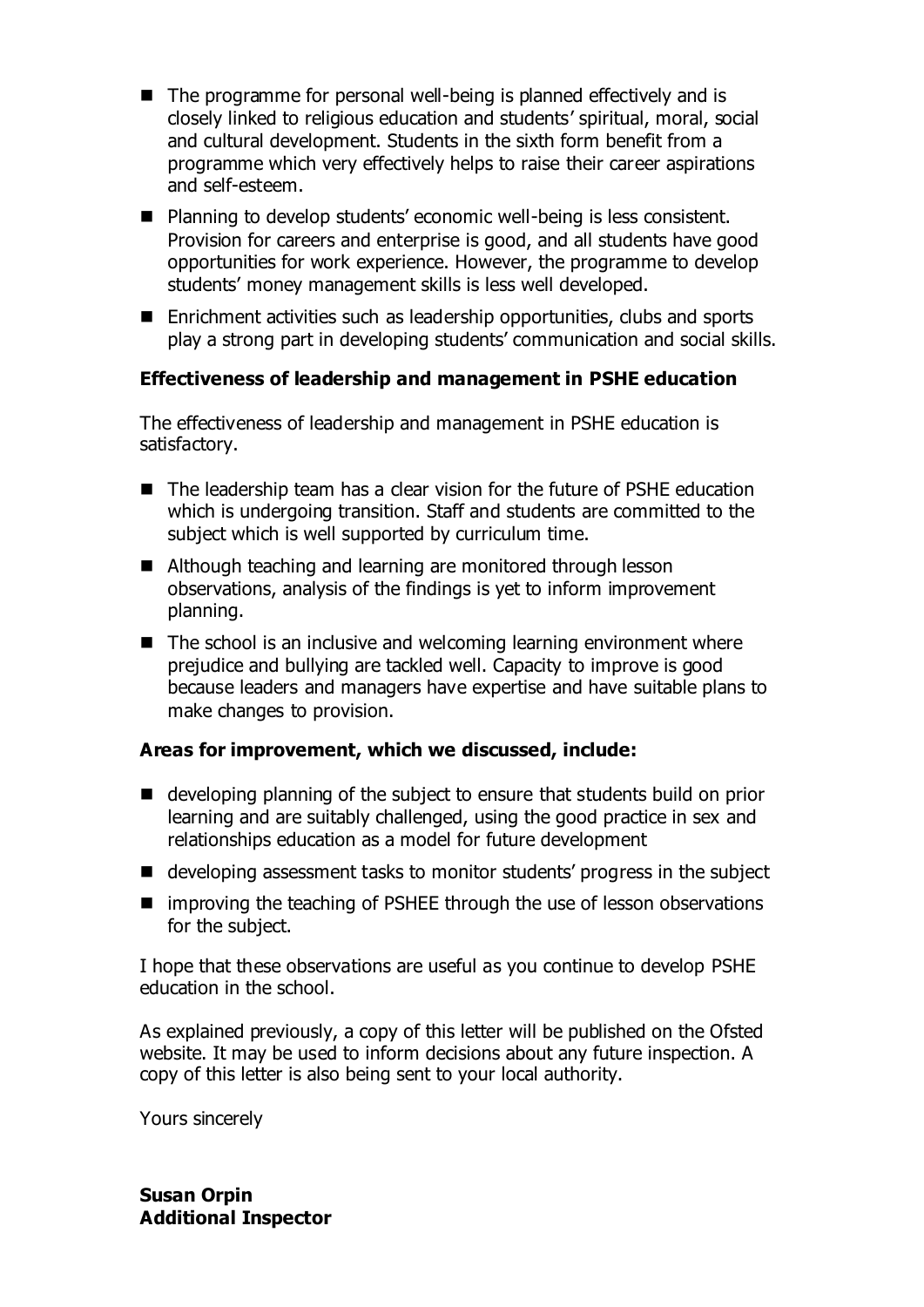- The programme for personal well-being is planned effectively and is closely linked to religious education and students' spiritual, moral, social and cultural development. Students in the sixth form benefit from a programme which very effectively helps to raise their career aspirations and self-esteem.
- Planning to develop students' economic well-being is less consistent. Provision for careers and enterprise is good, and all students have good opportunities for work experience. However, the programme to develop students' money management skills is less well developed.
- Enrichment activities such as leadership opportunities, clubs and sports play a strong part in developing students' communication and social skills.

**Effectiveness of leadership and management in PSHE education**

The effectiveness of leadership and management in PSHE education is satisfactory.

- The leadership team has a clear vision for the future of PSHE education which is undergoing transition. Staff and students are committed to the subject which is well supported by curriculum time.
- Although teaching and learning are monitored through lesson observations, analysis of the findings is yet to inform improvement planning.
- The school is an inclusive and welcoming learning environment where prejudice and bullying are tackled well. Capacity to improve is good because leaders and managers have expertise and have suitable plans to make changes to provision.

**Areas for improvement, which we discussed, include:**

- developing planning of the subject to ensure that students build on prior learning and are suitably challenged, using the good practice in sex and relationships education as a model for future development
- developing assessment tasks to monitor students' progress in the subject
- improving the teaching of PSHEE through the use of lesson observations for the subject.

I hope that these observations are useful as you continue to develop PSHE education in the school.

As explained previously, a copy of this letter will be published on the Ofsted website. It may be used to inform decisions about any future inspection. A copy of this letter is also being sent to your local authority.

Yours sincerely

**Susan Orpin**
**Additional Inspector**